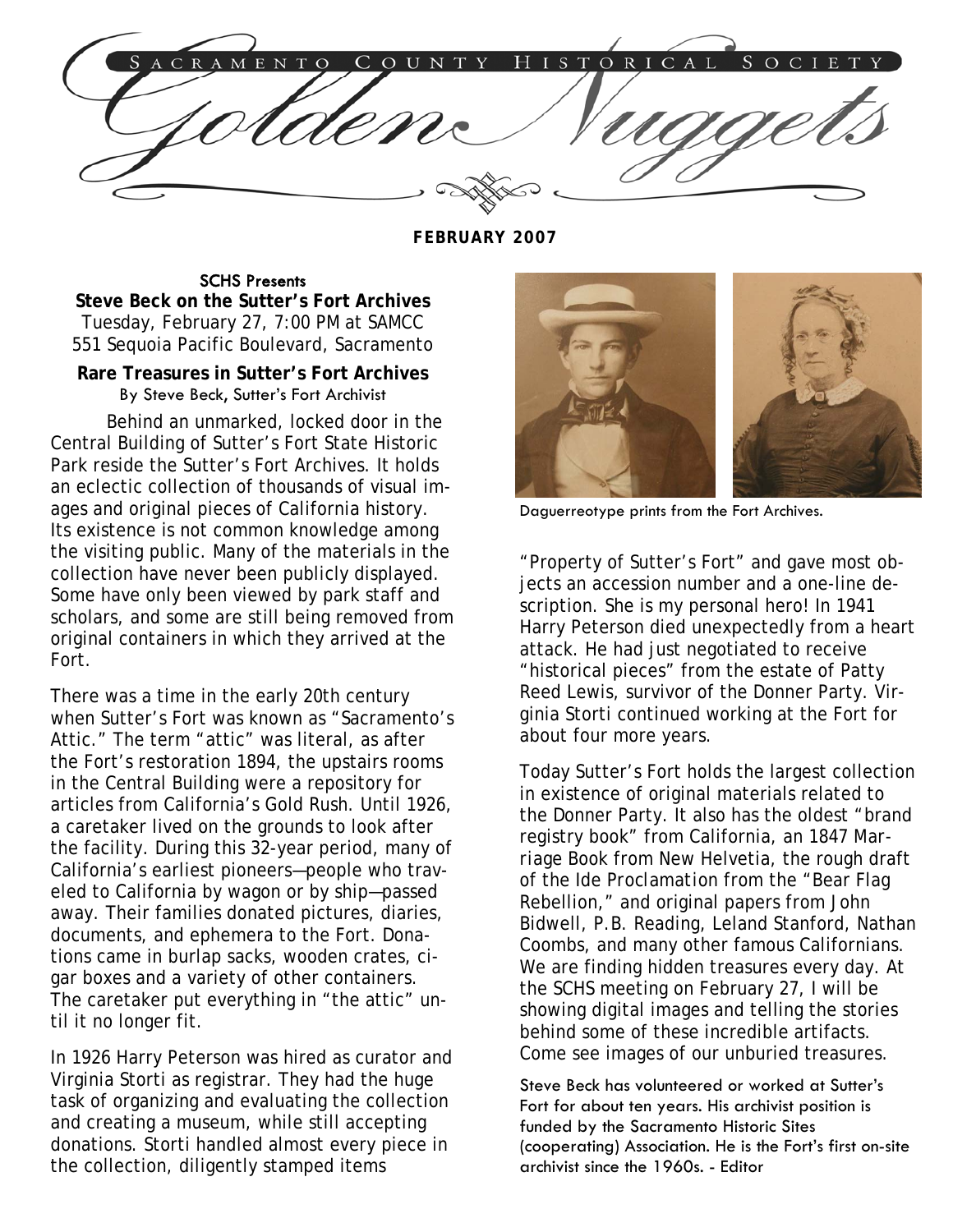# SACRAMENTO COUNTY HISTORICAL SOCIETY

# Golden Nuggets

**FEBRUARY 2007**

SCHS Presents

**Steve Beck on the Sutter's Fort Archives**

Tuesday, February 27, 7:00 PM at SAMCC
551 Sequoia Pacific Boulevard, Sacramento

## Rare Treasures in Sutter's Fort Archives

By Steve Beck, Sutter's Fort Archivist

Behind an unmarked, locked door in the Central Building of Sutter's Fort State Historic Park reside the Sutter's Fort Archives. It holds an eclectic collection of thousands of visual images and original pieces of California history. Its existence is not common knowledge among the visiting public. Many of the materials in the collection have never been publicly displayed. Some have only been viewed by park staff and scholars, and some are still being removed from original containers in which they arrived at the Fort.

There was a time in the early 20th century when Sutter's Fort was known as "Sacramento's Attic." The term "attic" was literal, as after the Fort's restoration 1894, the upstairs rooms in the Central Building were a repository for articles from California's Gold Rush. Until 1926, a caretaker lived on the grounds to look after the facility. During this 32-year period, many of California's earliest pioneers—people who traveled to California by wagon or by ship—passed away. Their families donated pictures, diaries, documents, and ephemera to the Fort. Donations came in burlap sacks, wooden crates, cigar boxes and a variety of other containers. The caretaker put everything in "the attic" until it no longer fit.

In 1926 Harry Peterson was hired as curator and Virginia Storti as registrar. They had the huge task of organizing and evaluating the collection and creating a museum, while still accepting donations. Storti handled almost every piece in the collection, diligently stamped items "Property of Sutter's Fort" and gave most objects an accession number and a one-line description. She is my personal hero! In 1941 Harry Peterson died unexpectedly from a heart attack. He had just negotiated to receive "historical pieces" from the estate of Patty Reed Lewis, survivor of the Donner Party. Virginia Storti continued working at the Fort for about four more years.

Daguerreotype prints from the Fort Archives.

Today Sutter's Fort holds the largest collection in existence of original materials related to the Donner Party. It also has the oldest "brand registry book" from California, an 1847 Marriage Book from New Helvetia, the rough draft of the Ide Proclamation from the "Bear Flag Rebellion," and original papers from John Bidwell, P.B. Reading, Leland Stanford, Nathan Coombs, and many other famous Californians. We are finding hidden treasures every day. At the SCHS meeting on February 27, I will be showing digital images and telling the stories behind some of these incredible artifacts. Come see images of our unburied treasures.

Steve Beck has volunteered or worked at Sutter's Fort for about ten years. His archivist position is funded by the Sacramento Historic Sites (cooperating) Association. He is the Fort's first on-site archivist since the 1960s. - Editor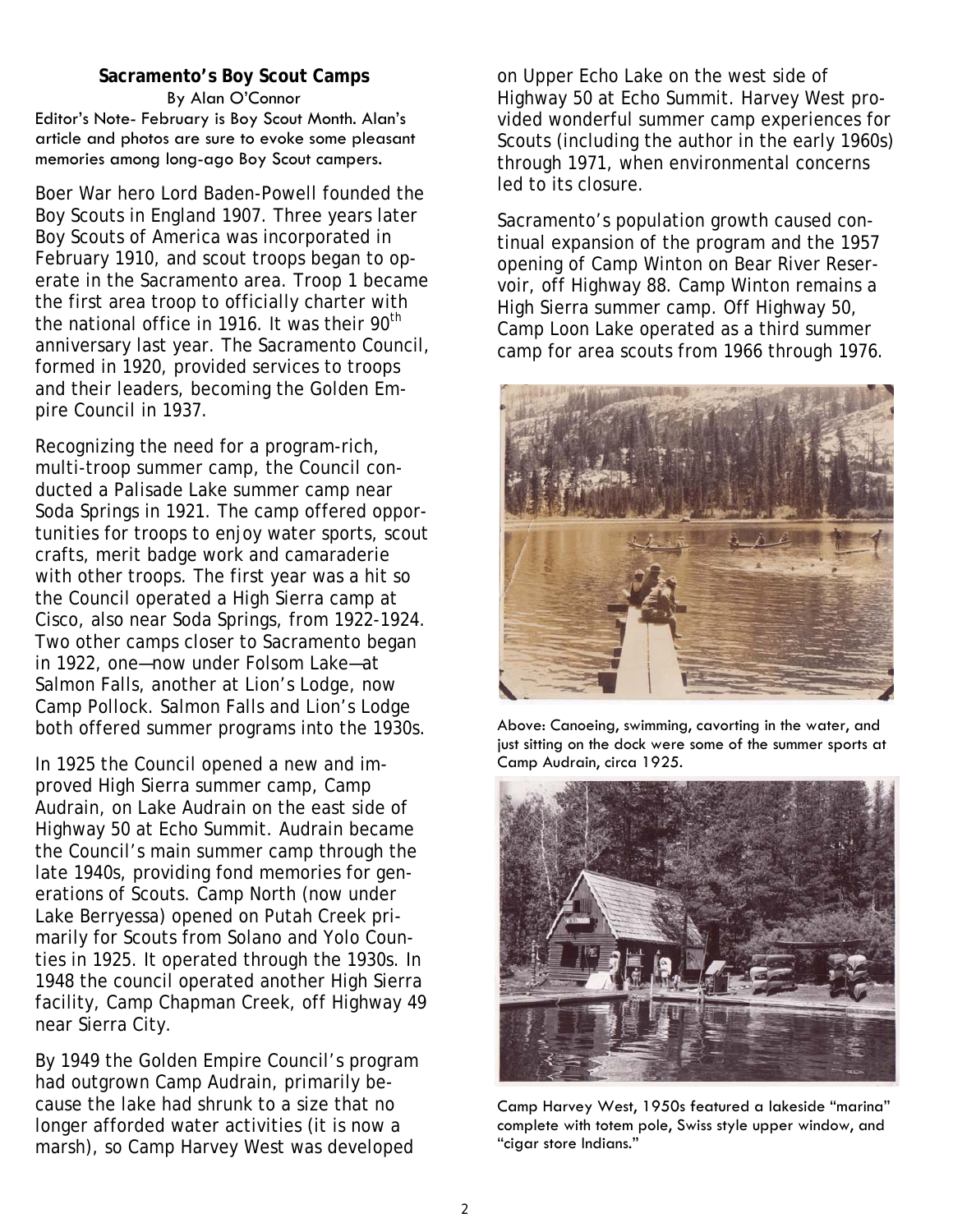**Sacramento's Boy Scout Camps**

By Alan O'Connor

Editor's Note- February is Boy Scout Month. Alan's article and photos are sure to evoke some pleasant memories among long-ago Boy Scout campers.

Boer War hero Lord Baden-Powell founded the Boy Scouts in England 1907. Three years later Boy Scouts of America was incorporated in February 1910, and scout troops began to operate in the Sacramento area. Troop 1 became the first area troop to officially charter with the national office in 1916. It was their 90th anniversary last year. The Sacramento Council, formed in 1920, provided services to troops and their leaders, becoming the Golden Empire Council in 1937.

Recognizing the need for a program-rich, multi-troop summer camp, the Council conducted a Palisade Lake summer camp near Soda Springs in 1921. The camp offered opportunities for troops to enjoy water sports, scout crafts, merit badge work and camaraderie with other troops. The first year was a hit so the Council operated a High Sierra camp at Cisco, also near Soda Springs, from 1922-1924. Two other camps closer to Sacramento began in 1922, one—now under Folsom Lake—at Salmon Falls, another at Lion's Lodge, now Camp Pollock. Salmon Falls and Lion's Lodge both offered summer programs into the 1930s.

In 1925 the Council opened a new and improved High Sierra summer camp, Camp Audrain, on Lake Audrain on the east side of Highway 50 at Echo Summit. Audrain became the Council's main summer camp through the late 1940s, providing fond memories for generations of Scouts. Camp North (now under Lake Berryessa) opened on Putah Creek primarily for Scouts from Solano and Yolo Counties in 1925. It operated through the 1930s. In 1948 the council operated another High Sierra facility, Camp Chapman Creek, off Highway 49 near Sierra City.

By 1949 the Golden Empire Council's program had outgrown Camp Audrain, primarily because the lake had shrunk to a size that no longer afforded water activities (it is now a marsh), so Camp Harvey West was developed on Upper Echo Lake on the west side of Highway 50 at Echo Summit. Harvey West provided wonderful summer camp experiences for Scouts (including the author in the early 1960s) through 1971, when environmental concerns led to its closure.

Sacramento's population growth caused continual expansion of the program and the 1957 opening of Camp Winton on Bear River Reservoir, off Highway 88. Camp Winton remains a High Sierra summer camp. Off Highway 50, Camp Loon Lake operated as a third summer camp for area scouts from 1966 through 1976.

Above: Canoeing, swimming, cavorting in the water, and just sitting on the dock were some of the summer sports at Camp Audrain, circa 1925.

Camp Harvey West, 1950s featured a lakeside "marina" complete with totem pole, Swiss style upper window, and "cigar store Indians."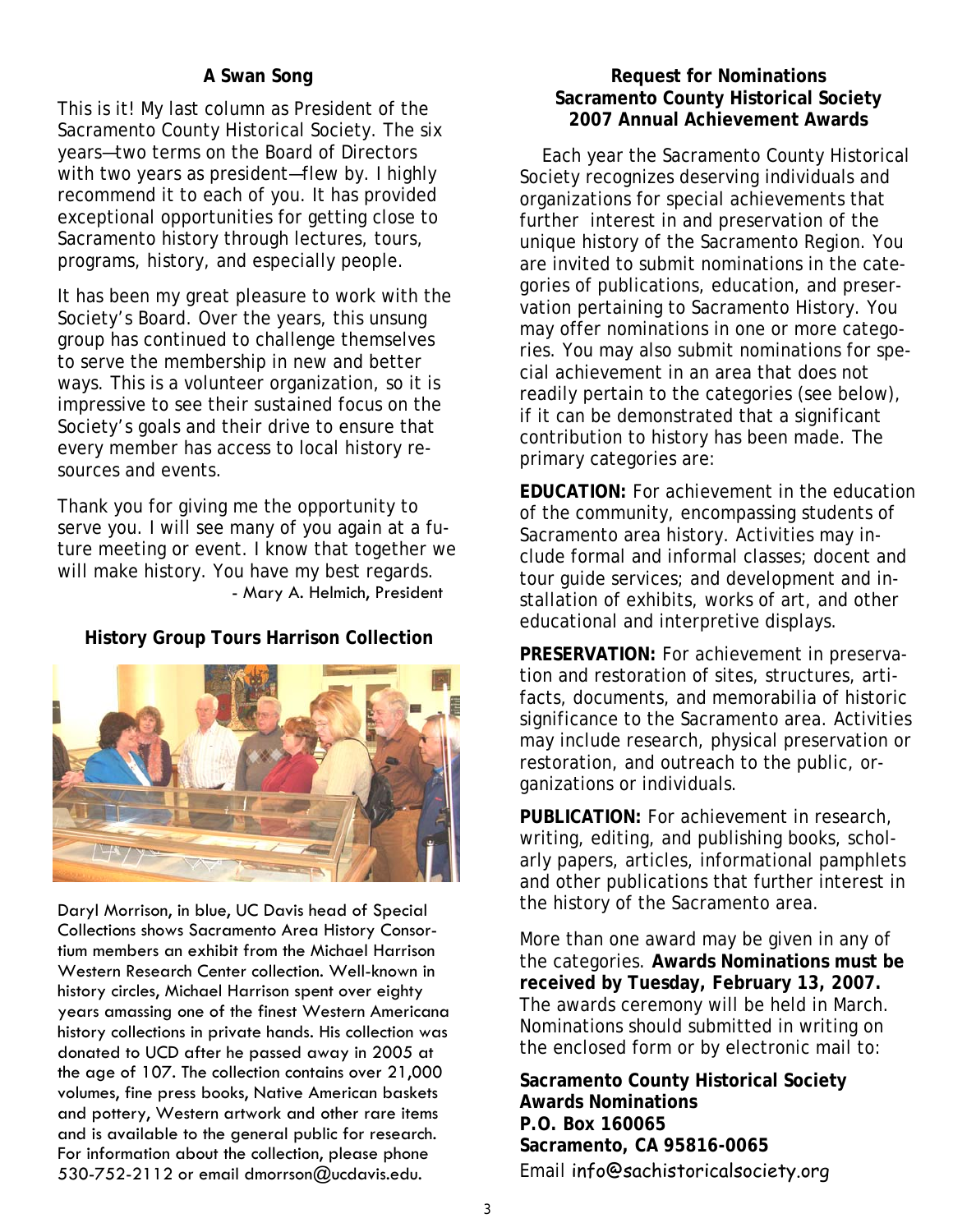### A Swan Song

This is it! My last column as President of the Sacramento County Historical Society. The six years—two terms on the Board of Directors with two years as president—flew by. I highly recommend it to each of you. It has provided exceptional opportunities for getting close to Sacramento history through lectures, tours, programs, history, and especially people.

It has been my great pleasure to work with the Society's Board. Over the years, this unsung group has continued to challenge themselves to serve the membership in new and better ways. This is a volunteer organization, so it is impressive to see their sustained focus on the Society's goals and their drive to ensure that every member has access to local history resources and events.

Thank you for giving me the opportunity to serve you. I will see many of you again at a future meeting or event. I know that together we will make history. You have my best regards.

- Mary A. Helmich, President

### History Group Tours Harrison Collection

Daryl Morrison, in blue, UC Davis head of Special Collections shows Sacramento Area History Consortium members an exhibit from the Michael Harrison Western Research Center collection. Well-known in history circles, Michael Harrison spent over eighty years amassing one of the finest Western Americana history collections in private hands. His collection was donated to UCD after he passed away in 2005 at the age of 107. The collection contains over 21,000 volumes, fine press books, Native American baskets and pottery, Western artwork and other rare items and is available to the general public for research. For information about the collection, please phone 530-752-2112 or email dmorrson@ucdavis.edu.

### Request for Nominations
### Sacramento County Historical Society
### 2007 Annual Achievement Awards

Each year the Sacramento County Historical Society recognizes deserving individuals and organizations for special achievements that further interest in and preservation of the unique history of the Sacramento Region. You are invited to submit nominations in the categories of publications, education, and preservation pertaining to Sacramento History. You may offer nominations in one or more categories. You may also submit nominations for special achievement in an area that does not readily pertain to the categories (see below), if it can be demonstrated that a significant contribution to history has been made. The primary categories are:

**EDUCATION:** For achievement in the education of the community, encompassing students of Sacramento area history. Activities may include formal and informal classes; docent and tour guide services; and development and installation of exhibits, works of art, and other educational and interpretive displays.

**PRESERVATION:** For achievement in preservation and restoration of sites, structures, artifacts, documents, and memorabilia of historic significance to the Sacramento area. Activities may include research, physical preservation or restoration, and outreach to the public, organizations or individuals.

**PUBLICATION:** For achievement in research, writing, editing, and publishing books, scholarly papers, articles, informational pamphlets and other publications that further interest in the history of the Sacramento area.

More than one award may be given in any of the categories. **Awards Nominations must be received by Tuesday, February 13, 2007.** The awards ceremony will be held in March. Nominations should submitted in writing on the enclosed form or by electronic mail to:

**Sacramento County Historical Society**
**Awards Nominations**
**P.O. Box 160065**
**Sacramento, CA 95816-0065**
Email info@sachistoricalsociety.org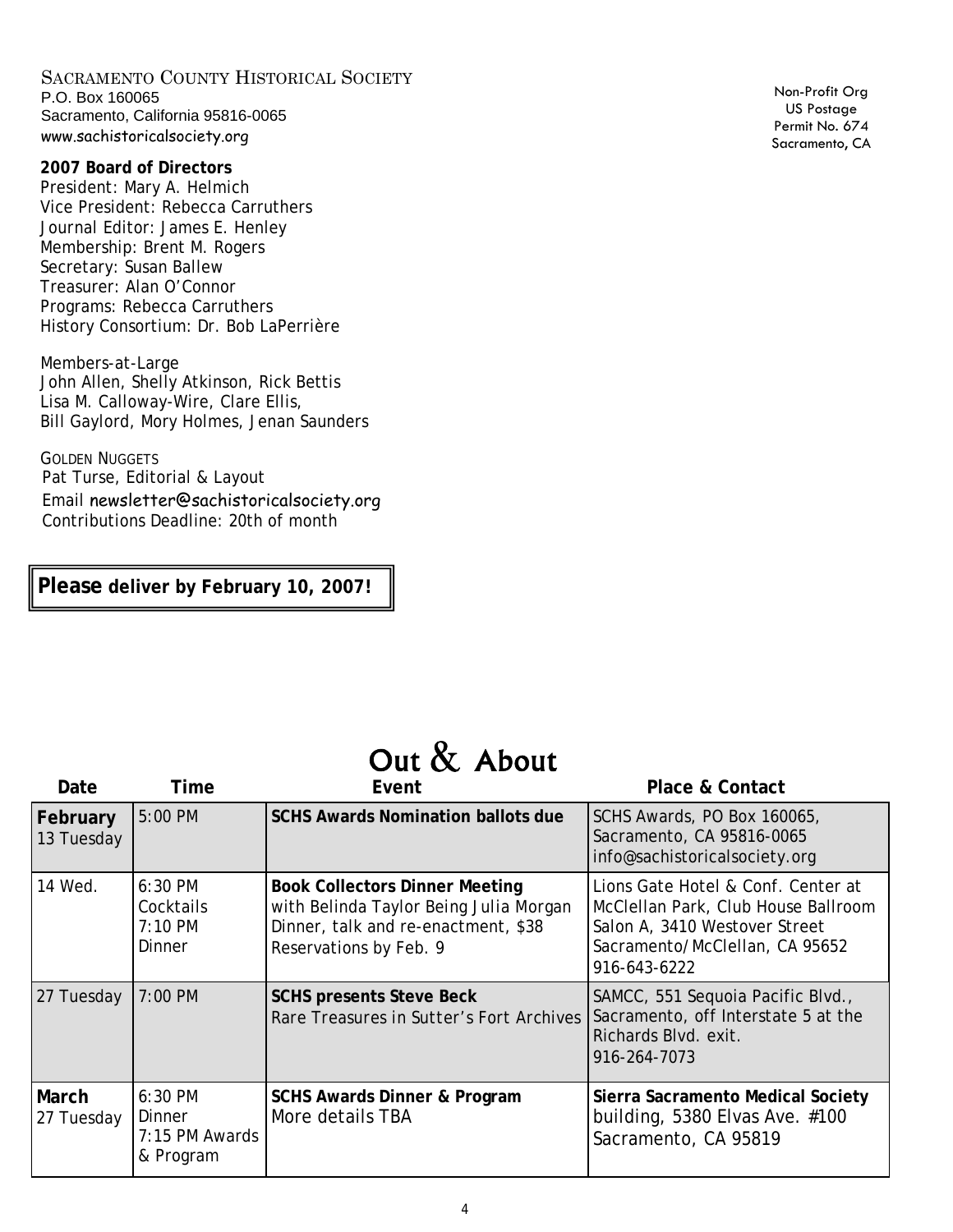SACRAMENTO COUNTY HISTORICAL SOCIETY
P.O. Box 160065
Sacramento, California 95816-0065
www.sachistoricalsociety.org

Non-Profit Org
US Postage
Permit No. 674
Sacramento, CA

**2007 Board of Directors**
President: Mary A. Helmich
Vice President: Rebecca Carruthers
Journal Editor: James E. Henley
Membership: Brent M. Rogers
Secretary: Susan Ballew
Treasurer: Alan O'Connor
Programs: Rebecca Carruthers
History Consortium: Dr. Bob LaPerrière

Members-at-Large
John Allen, Shelly Atkinson, Rick Bettis
Lisa M. Calloway-Wire, Clare Ellis,
Bill Gaylord, Mory Holmes, Jenan Saunders

GOLDEN NUGGETS
Pat Turse, Editorial & Layout
Email newsletter@sachistoricalsociety.org
Contributions Deadline: 20th of month

**Please deliver by February 10, 2007!**

# Out & About

| Date | Time | Event | Place & Contact |
|---|---|---|---|
| **February** 13 Tuesday | 5:00 PM | **SCHS Awards Nomination ballots due** | SCHS Awards, PO Box 160065, Sacramento, CA 95816-0065 info@sachistoricalsociety.org |
| 14 Wed. | 6:30 PM Cocktails 7:10 PM Dinner | **Book Collectors Dinner Meeting** with Belinda Taylor Being Julia Morgan Dinner, talk and re-enactment, $38 Reservations by Feb. 9 | Lions Gate Hotel & Conf. Center at McClellan Park, Club House Ballroom Salon A, 3410 Westover Street Sacramento/McClellan, CA 95652 916-643-6222 |
| 27 Tuesday | 7:00 PM | **SCHS presents Steve Beck** Rare Treasures in Sutter's Fort Archives | SAMCC, 551 Sequoia Pacific Blvd., Sacramento, off Interstate 5 at the Richards Blvd. exit. 916-264-7073 |
| **March** 27 Tuesday | 6:30 PM Dinner 7:15 PM Awards & Program | **SCHS Awards Dinner & Program** More details TBA | **Sierra Sacramento Medical Society** building, 5380 Elvas Ave. #100 Sacramento, CA 95819 |